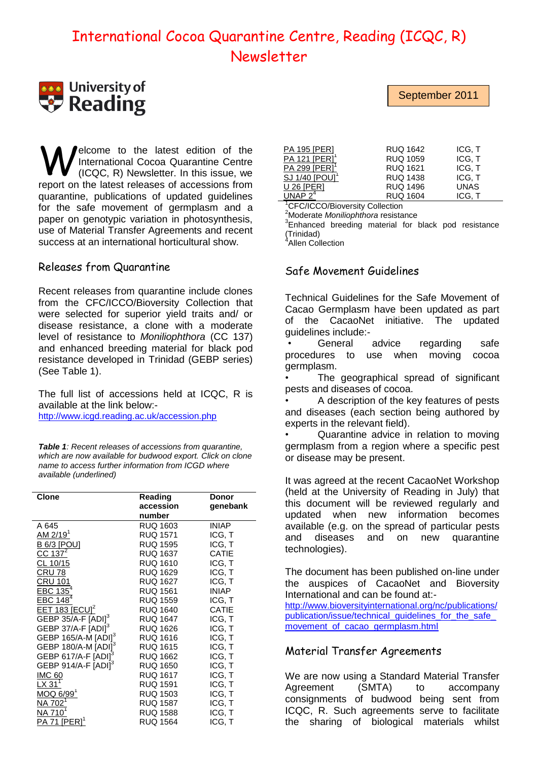# International Cocoa Quarantine Centre, Reading (ICQC, R) Newsletter

University of Reading

September 2011

Welcome to the latest edition of the International Cocoa Quarantine Centre (ICQC, R) Newsletter. In this issue, we report on the latest releases of accessions from quarantine, publications of updated guidelines for the safe movement of germplasm and a paper on genotypic variation in photosynthesis, use of Material Transfer Agreements and recent success at an international horticultural show.

## Releases from Quarantine

Recent releases from quarantine include clones from the CFC/ICCO/Bioversity Collection that were selected for superior yield traits and/ or disease resistance, a clone with a moderate level of resistance to *Moniliophthora* (CC 137) and enhanced breeding material for black pod resistance developed in Trinidad (GEBP series) (See Table 1).

The full list of accessions held at ICQC, R is available at the link below:-
http://www.icgd.reading.ac.uk/accession.php

***Table 1**: Recent releases of accessions from quarantine, which are now available for budwood export. Click on clone name to access further information from ICGD where available (underlined)*

| Clone | Reading accession number | Donor genebank |
|---|---|---|
| A 645 | RUQ 1603 | INIAP |
| AM 2/19[1] | RUQ 1571 | ICG, T |
| B 6/3 [POU] | RUQ 1595 | ICG, T |
| CC 137[2] | RUQ 1637 | CATIE |
| CL 10/15 | RUQ 1610 | ICG, T |
| CRU 78 | RUQ 1629 | ICG, T |
| CRU 101 | RUQ 1627 | ICG, T |
| EBC 135[4] | RUQ 1561 | INIAP |
| EBC 148[4] | RUQ 1559 | ICG, T |
| EET 183 [ECU][2] | RUQ 1640 | CATIE |
| GEBP 35/A-F [ADI][3] | RUQ 1647 | ICG, T |
| GEBP 37/A-F [ADI][3] | RUQ 1626 | ICG, T |
| GEBP 165/A-M [ADI][3] | RUQ 1616 | ICG, T |
| GEBP 180/A-M [ADI][3] | RUQ 1615 | ICG, T |
| GEBP 617/A-F [ADI][3] | RUQ 1662 | ICG, T |
| GEBP 914/A-F [ADI][3] | RUQ 1650 | ICG, T |
| IMC 60 | RUQ 1617 | ICG, T |
| LX 31[1] | RUQ 1591 | ICG, T |
| MOQ 6/99[1] | RUQ 1503 | ICG, T |
| NA 702[1] | RUQ 1587 | ICG, T |
| NA 710[1] | RUQ 1588 | ICG, T |
| PA 71 [PER][1] | RUQ 1564 | ICG, T |
| PA 195 [PER] | RUQ 1642 | ICG, T |
| PA 121 [PER][1] | RUQ 1059 | ICG, T |
| PA 299 [PER][1] | RUQ 1621 | ICG, T |
| SJ 1/40 [POU][1] | RUQ 1438 | ICG, T |
| U 26 [PER] | RUQ 1496 | UNAS |
| UNAP 2[4] | RUQ 1604 | ICG, T |

[1]CFC/ICCO/Bioversity Collection
[2]Moderate *Moniliophthora* resistance
[3]Enhanced breeding material for black pod resistance (Trinidad)
[4]Allen Collection

## Safe Movement Guidelines

Technical Guidelines for the Safe Movement of Cacao Germplasm have been updated as part of the CacaoNet initiative. The updated guidelines include:-

- General advice regarding safe procedures to use when moving cocoa germplasm.
- The geographical spread of significant pests and diseases of cocoa.
- A description of the key features of pests and diseases (each section being authored by experts in the relevant field).
- Quarantine advice in relation to moving germplasm from a region where a specific pest or disease may be present.

It was agreed at the recent CacaoNet Workshop (held at the University of Reading in July) that this document will be reviewed regularly and updated when new information becomes available (e.g. on the spread of particular pests and diseases and on new quarantine technologies).

The document has been published on-line under the auspices of CacaoNet and Bioversity International and can be found at:-
http://www.bioversityinternational.org/nc/publications/publication/issue/technical_guidelines_for_the_safe_movement_of_cacao_germplasm.html

## Material Transfer Agreements

We are now using a Standard Material Transfer Agreement (SMTA) to accompany consignments of budwood being sent from ICQC, R. Such agreements serve to facilitate the sharing of biological materials whilst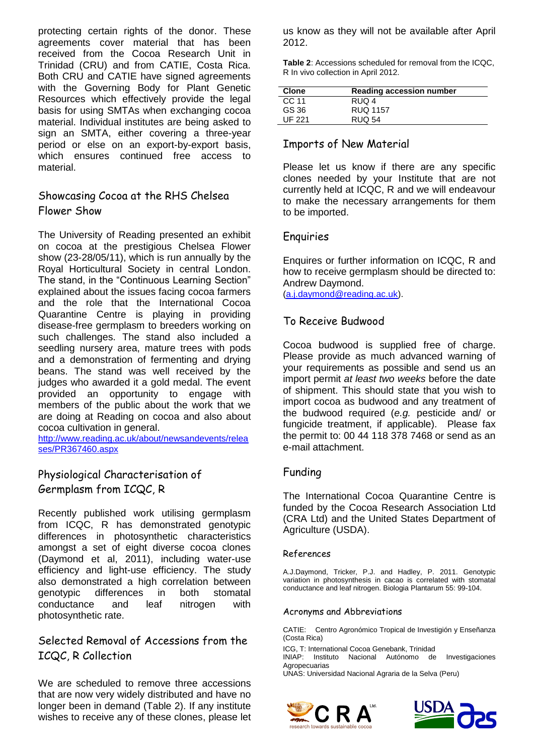protecting certain rights of the donor. These agreements cover material that has been received from the Cocoa Research Unit in Trinidad (CRU) and from CATIE, Costa Rica. Both CRU and CATIE have signed agreements with the Governing Body for Plant Genetic Resources which effectively provide the legal basis for using SMTAs when exchanging cocoa material. Individual institutes are being asked to sign an SMTA, either covering a three-year period or else on an export-by-export basis, which ensures continued free access to material.

## Showcasing Cocoa at the RHS Chelsea Flower Show

The University of Reading presented an exhibit on cocoa at the prestigious Chelsea Flower show (23-28/05/11), which is run annually by the Royal Horticultural Society in central London. The stand, in the "Continuous Learning Section" explained about the issues facing cocoa farmers and the role that the International Cocoa Quarantine Centre is playing in providing disease-free germplasm to breeders working on such challenges. The stand also included a seedling nursery area, mature trees with pods and a demonstration of fermenting and drying beans. The stand was well received by the judges who awarded it a gold medal. The event provided an opportunity to engage with members of the public about the work that we are doing at Reading on cocoa and also about cocoa cultivation in general.
http://www.reading.ac.uk/about/newsandevents/releases/PR367460.aspx

## Physiological Characterisation of Germplasm from ICQC, R

Recently published work utilising germplasm from ICQC, R has demonstrated genotypic differences in photosynthetic characteristics amongst a set of eight diverse cocoa clones (Daymond et al, 2011), including water-use efficiency and light-use efficiency. The study also demonstrated a high correlation between genotypic differences in both stomatal conductance and leaf nitrogen with photosynthetic rate.

## Selected Removal of Accessions from the ICQC, R Collection

We are scheduled to remove three accessions that are now very widely distributed and have no longer been in demand (Table 2). If any institute wishes to receive any of these clones, please let us know as they will not be available after April 2012.

**Table 2**: Accessions scheduled for removal from the ICQC, R In vivo collection in April 2012.

| Clone | Reading accession number |
|---|---|
| CC 11 | RUQ 4 |
| GS 36 | RUQ 1157 |
| UF 221 | RUQ 54 |

## Imports of New Material

Please let us know if there are any specific clones needed by your Institute that are not currently held at ICQC, R and we will endeavour to make the necessary arrangements for them to be imported.

## Enquiries

Enquires or further information on ICQC, R and how to receive germplasm should be directed to: Andrew Daymond.
(a.j.daymond@reading.ac.uk).

## To Receive Budwood

Cocoa budwood is supplied free of charge. Please provide as much advanced warning of your requirements as possible and send us an import permit *at least two weeks* before the date of shipment. This should state that you wish to import cocoa as budwood and any treatment of the budwood required (*e.g.* pesticide and/ or fungicide treatment, if applicable). Please fax the permit to: 00 44 118 378 7468 or send as an e-mail attachment.

## Funding

The International Cocoa Quarantine Centre is funded by the Cocoa Research Association Ltd (CRA Ltd) and the United States Department of Agriculture (USDA).

### References

A.J.Daymond, Tricker, P.J. and Hadley, P. 2011. Genotypic variation in photosynthesis in cacao is correlated with stomatal conductance and leaf nitrogen. Biologia Plantarum 55: 99-104.

### Acronyms and Abbreviations

CATIE: Centro Agronómico Tropical de Investigión y Enseñanza (Costa Rica)

ICG, T: International Cocoa Genebank, Trinidad

INIAP: Instituto Nacional Autónomo de Investigaciones Agropecuarias

UNAS: Universidad Nacional Agraria de la Selva (Peru)

CRA Ltd. research towards sustainable cocoa

USDA ars